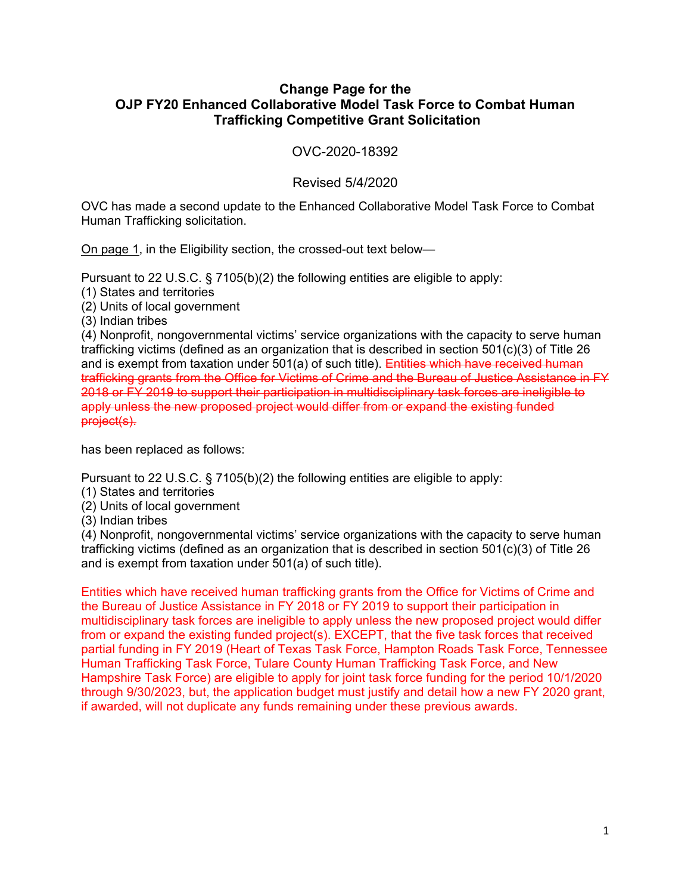# Change Page for the OJP FY20 Enhanced Collaborative Model Task Force to Combat Human Trafficking Competitive Grant Solicitation

OVC-2020-18392

Revised 5/4/2020

OVC has made a second update to the Enhanced Collaborative Model Task Force to Combat Human Trafficking solicitation.

On page 1, in the Eligibility section, the crossed-out text below—

Pursuant to 22 U.S.C. § 7105(b)(2) the following entities are eligible to apply:
(1) States and territories
(2) Units of local government
(3) Indian tribes
(4) Nonprofit, nongovernmental victims' service organizations with the capacity to serve human trafficking victims (defined as an organization that is described in section 501(c)(3) of Title 26 and is exempt from taxation under 501(a) of such title). ~~Entities which have received human trafficking grants from the Office for Victims of Crime and the Bureau of Justice Assistance in FY 2018 or FY 2019 to support their participation in multidisciplinary task forces are ineligible to apply unless the new proposed project would differ from or expand the existing funded project(s).~~

has been replaced as follows:

Pursuant to 22 U.S.C. § 7105(b)(2) the following entities are eligible to apply:
(1) States and territories
(2) Units of local government
(3) Indian tribes
(4) Nonprofit, nongovernmental victims' service organizations with the capacity to serve human trafficking victims (defined as an organization that is described in section 501(c)(3) of Title 26 and is exempt from taxation under 501(a) of such title).

Entities which have received human trafficking grants from the Office for Victims of Crime and the Bureau of Justice Assistance in FY 2018 or FY 2019 to support their participation in multidisciplinary task forces are ineligible to apply unless the new proposed project would differ from or expand the existing funded project(s). EXCEPT, that the five task forces that received partial funding in FY 2019 (Heart of Texas Task Force, Hampton Roads Task Force, Tennessee Human Trafficking Task Force, Tulare County Human Trafficking Task Force, and New Hampshire Task Force) are eligible to apply for joint task force funding for the period 10/1/2020 through 9/30/2023, but, the application budget must justify and detail how a new FY 2020 grant, if awarded, will not duplicate any funds remaining under these previous awards.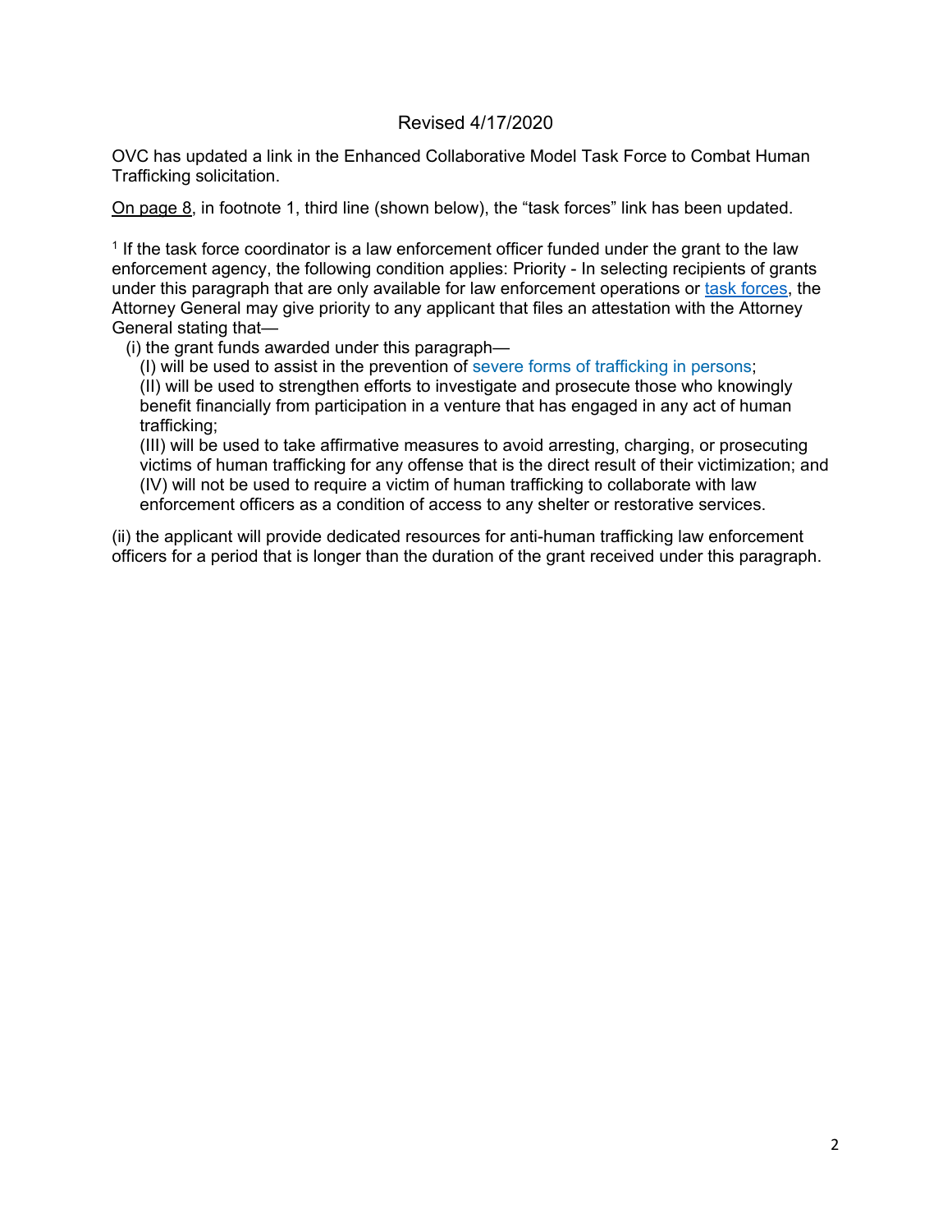Revised 4/17/2020

OVC has updated a link in the Enhanced Collaborative Model Task Force to Combat Human Trafficking solicitation.

On page 8, in footnote 1, third line (shown below), the "task forces" link has been updated.

[1] If the task force coordinator is a law enforcement officer funded under the grant to the law enforcement agency, the following condition applies: Priority - In selecting recipients of grants under this paragraph that are only available for law enforcement operations or task forces, the Attorney General may give priority to any applicant that files an attestation with the Attorney General stating that—

(i) the grant funds awarded under this paragraph—

(I) will be used to assist in the prevention of severe forms of trafficking in persons;

(II) will be used to strengthen efforts to investigate and prosecute those who knowingly benefit financially from participation in a venture that has engaged in any act of human trafficking;

(III) will be used to take affirmative measures to avoid arresting, charging, or prosecuting victims of human trafficking for any offense that is the direct result of their victimization; and

(IV) will not be used to require a victim of human trafficking to collaborate with law enforcement officers as a condition of access to any shelter or restorative services.

(ii) the applicant will provide dedicated resources for anti-human trafficking law enforcement officers for a period that is longer than the duration of the grant received under this paragraph.